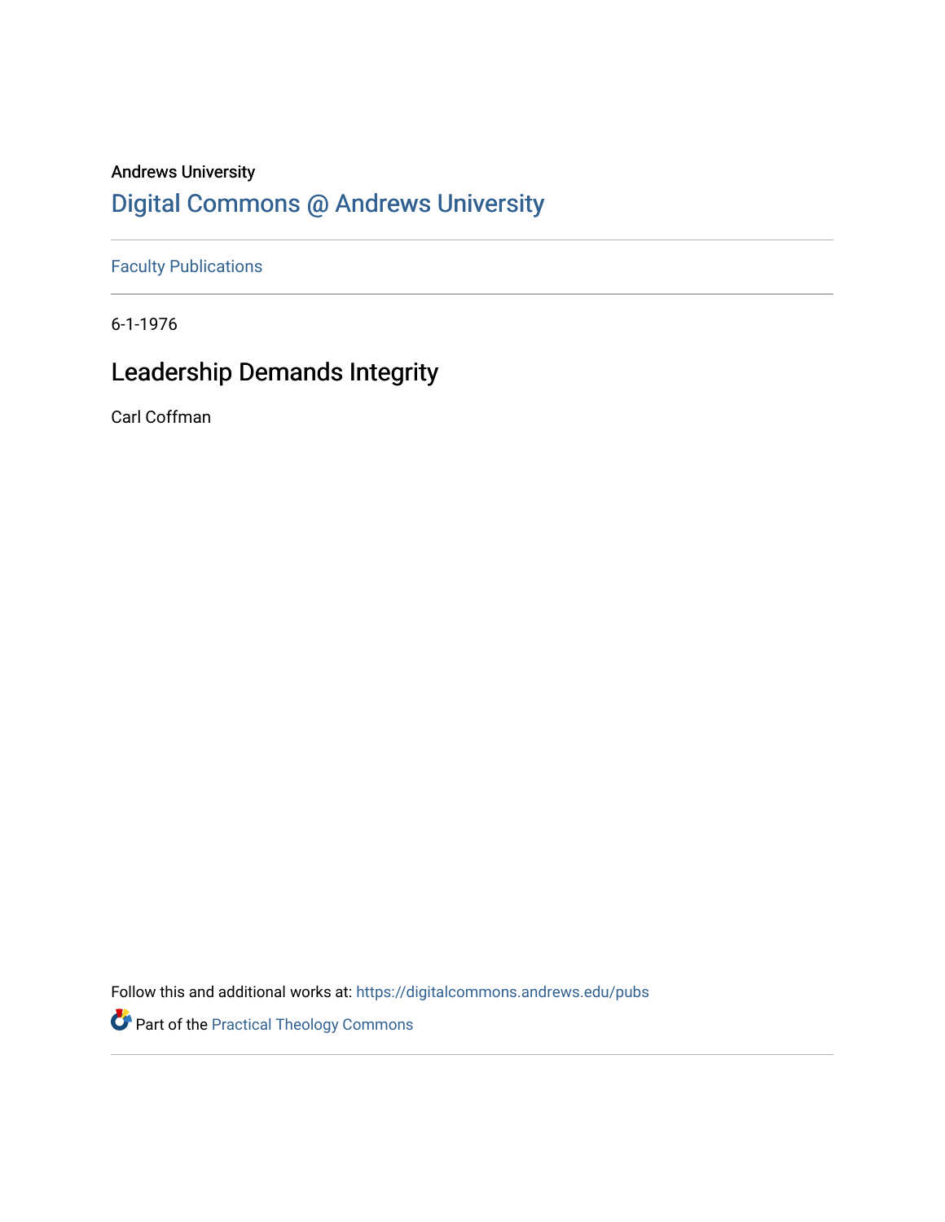Andrews University

# Digital Commons @ Andrews University

Faculty Publications

6-1-1976

## Leadership Demands Integrity

Carl Coffman

Follow this and additional works at: https://digitalcommons.andrews.edu/pubs

Part of the Practical Theology Commons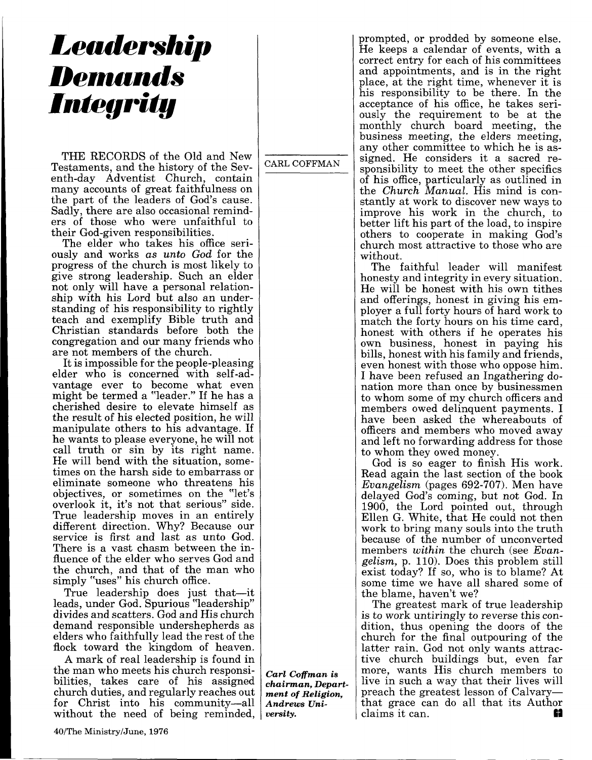# Leadership Demands Integrity

CARL COFFMAN

THE RECORDS of the Old and New Testaments, and the history of the Seventh-day Adventist Church, contain many accounts of great faithfulness on the part of the leaders of God's cause. Sadly, there are also occasional reminders of those who were unfaithful to their God-given responsibilities.

The elder who takes his office seriously and works *as unto God* for the progress of the church is most likely to give strong leadership. Such an elder not only will have a personal relationship with his Lord but also an understanding of his responsibility to rightly teach and exemplify Bible truth and Christian standards before both the congregation and our many friends who are not members of the church.

It is impossible for the people-pleasing elder who is concerned with self-advantage ever to become what even might be termed a "leader." If he has a cherished desire to elevate himself as the result of his elected position, he will manipulate others to his advantage. If he wants to please everyone, he will not call truth or sin by its right name. He will bend with the situation, sometimes on the harsh side to embarrass or eliminate someone who threatens his objectives, or sometimes on the "let's overlook it, it's not that serious" side. True leadership moves in an entirely different direction. Why? Because our service is first and last as unto God. There is a vast chasm between the influence of the elder who serves God and the church, and that of the man who simply "uses" his church office.

True leadership does just that—it leads, under God. Spurious "leadership" divides and scatters. God and His church demand responsible undershepherds as elders who faithfully lead the rest of the flock toward the kingdom of heaven.

A mark of real leadership is found in the man who meets his church responsibilities, takes care of his assigned church duties, and regularly reaches out for Christ into his community—all without the need of being reminded, prompted, or prodded by someone else. He keeps a calendar of events, with a correct entry for each of his committees and appointments, and is in the right place, at the right time, whenever it is his responsibility to be there. In the acceptance of his office, he takes seriously the requirement to be at the monthly church board meeting, the business meeting, the elders meeting, any other committee to which he is assigned. He considers it a sacred responsibility to meet the other specifics of his office, particularly as outlined in the *Church Manual*. His mind is constantly at work to discover new ways to improve his work in the church, to better lift his part of the load, to inspire others to cooperate in making God's church most attractive to those who are without.

The faithful leader will manifest honesty and integrity in every situation. He will be honest with his own tithes and offerings, honest in giving his employer a full forty hours of hard work to match the forty hours on his time card, honest with others if he operates his own business, honest in paying his bills, honest with his family and friends, even honest with those who oppose him. I have been refused an Ingathering donation more than once by businessmen to whom some of my church officers and members owed delinquent payments. I have been asked the whereabouts of officers and members who moved away and left no forwarding address for those to whom they owed money.

God is so eager to finish His work. Read again the last section of the book *Evangelism* (pages 692-707). Men have delayed God's coming, but not God. In 1900, the Lord pointed out, through Ellen G. White, that He could not then work to bring many souls into the truth because of the number of unconverted members *within* the church (see *Evangelism*, p. 110). Does this problem still exist today? If so, who is to blame? At some time we have all shared some of the blame, haven't we?

The greatest mark of true leadership is to work untiringly to reverse this condition, thus opening the doors of the church for the final outpouring of the latter rain. God not only wants attractive church buildings but, even far more, wants His church members to live in such a way that their lives will preach the greatest lesson of Calvary—that grace can do all that its Author claims it can.

***Carl Coffman is chairman, Department of Religion, Andrews University.***